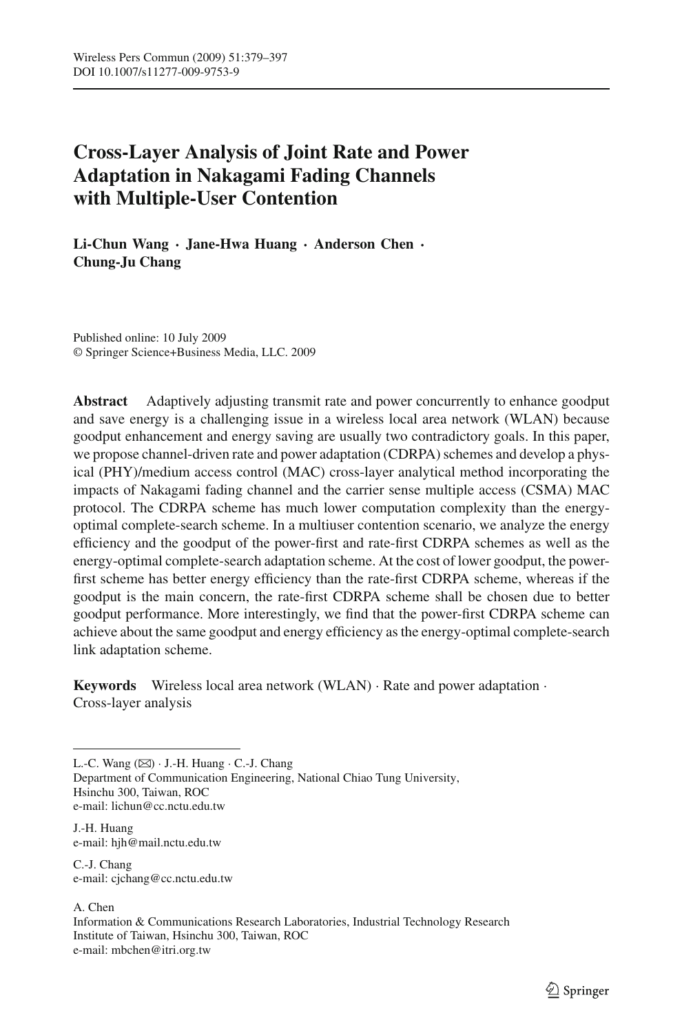# Cross-Layer Analysis of Joint Rate and Power Adaptation in Nakagami Fading Channels with Multiple-User Contention

**Li-Chun Wang · Jane-Hwa Huang · Anderson Chen · Chung-Ju Chang**

Published online: 10 July 2009
© Springer Science+Business Media, LLC. 2009

**Abstract** Adaptively adjusting transmit rate and power concurrently to enhance goodput and save energy is a challenging issue in a wireless local area network (WLAN) because goodput enhancement and energy saving are usually two contradictory goals. In this paper, we propose channel-driven rate and power adaptation (CDRPA) schemes and develop a physical (PHY)/medium access control (MAC) cross-layer analytical method incorporating the impacts of Nakagami fading channel and the carrier sense multiple access (CSMA) MAC protocol. The CDRPA scheme has much lower computation complexity than the energy-optimal complete-search scheme. In a multiuser contention scenario, we analyze the energy efficiency and the goodput of the power-first and rate-first CDRPA schemes as well as the energy-optimal complete-search adaptation scheme. At the cost of lower goodput, the power-first scheme has better energy efficiency than the rate-first CDRPA scheme, whereas if the goodput is the main concern, the rate-first CDRPA scheme shall be chosen due to better goodput performance. More interestingly, we find that the power-first CDRPA scheme can achieve about the same goodput and energy efficiency as the energy-optimal complete-search link adaptation scheme.

**Keywords** Wireless local area network (WLAN) · Rate and power adaptation · Cross-layer analysis

---

L.-C. Wang (✉) · J.-H. Huang · C.-J. Chang
Department of Communication Engineering, National Chiao Tung University, Hsinchu 300, Taiwan, ROC
e-mail: lichun@cc.nctu.edu.tw

J.-H. Huang
e-mail: hjh@mail.nctu.edu.tw

C.-J. Chang
e-mail: cjchang@cc.nctu.edu.tw

A. Chen
Information & Communications Research Laboratories, Industrial Technology Research Institute of Taiwan, Hsinchu 300, Taiwan, ROC
e-mail: mbchen@itri.org.tw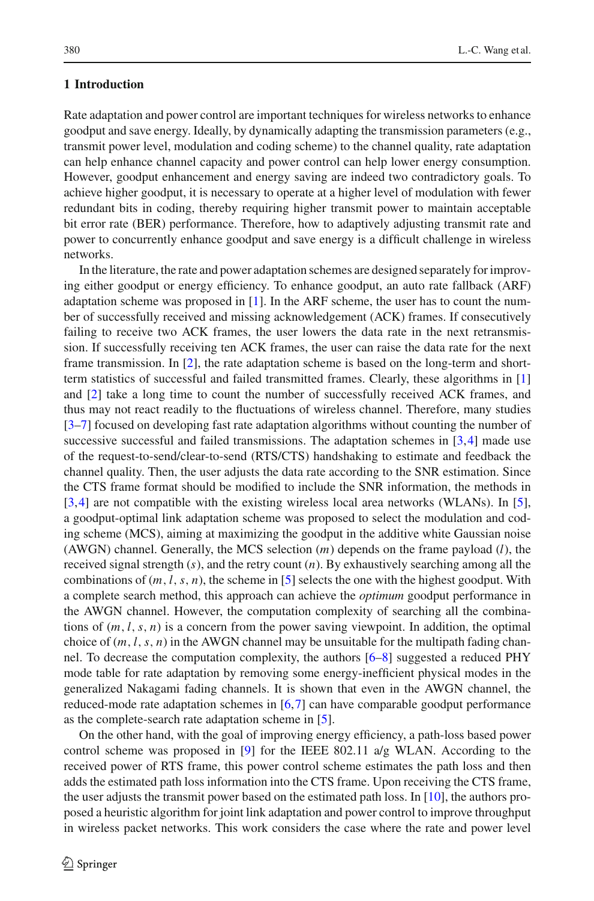## 1 Introduction

Rate adaptation and power control are important techniques for wireless networks to enhance goodput and save energy. Ideally, by dynamically adapting the transmission parameters (e.g., transmit power level, modulation and coding scheme) to the channel quality, rate adaptation can help enhance channel capacity and power control can help lower energy consumption. However, goodput enhancement and energy saving are indeed two contradictory goals. To achieve higher goodput, it is necessary to operate at a higher level of modulation with fewer redundant bits in coding, thereby requiring higher transmit power to maintain acceptable bit error rate (BER) performance. Therefore, how to adaptively adjusting transmit rate and power to concurrently enhance goodput and save energy is a difficult challenge in wireless networks.

In the literature, the rate and power adaptation schemes are designed separately for improving either goodput or energy efficiency. To enhance goodput, an auto rate fallback (ARF) adaptation scheme was proposed in [1]. In the ARF scheme, the user has to count the number of successfully received and missing acknowledgement (ACK) frames. If consecutively failing to receive two ACK frames, the user lowers the data rate in the next retransmission. If successfully receiving ten ACK frames, the user can raise the data rate for the next frame transmission. In [2], the rate adaptation scheme is based on the long-term and short-term statistics of successful and failed transmitted frames. Clearly, these algorithms in [1] and [2] take a long time to count the number of successfully received ACK frames, and thus may not react readily to the fluctuations of wireless channel. Therefore, many studies [3–7] focused on developing fast rate adaptation algorithms without counting the number of successive successful and failed transmissions. The adaptation schemes in [3,4] made use of the request-to-send/clear-to-send (RTS/CTS) handshaking to estimate and feedback the channel quality. Then, the user adjusts the data rate according to the SNR estimation. Since the CTS frame format should be modified to include the SNR information, the methods in [3,4] are not compatible with the existing wireless local area networks (WLANs). In [5], a goodput-optimal link adaptation scheme was proposed to select the modulation and coding scheme (MCS), aiming at maximizing the goodput in the additive white Gaussian noise (AWGN) channel. Generally, the MCS selection ($m$) depends on the frame payload ($l$), the received signal strength ($s$), and the retry count ($n$). By exhaustively searching among all the combinations of $(m, l, s, n)$, the scheme in [5] selects the one with the highest goodput. With a complete search method, this approach can achieve the *optimum* goodput performance in the AWGN channel. However, the computation complexity of searching all the combinations of $(m, l, s, n)$ is a concern from the power saving viewpoint. In addition, the optimal choice of $(m, l, s, n)$ in the AWGN channel may be unsuitable for the multipath fading channel. To decrease the computation complexity, the authors [6–8] suggested a reduced PHY mode table for rate adaptation by removing some energy-inefficient physical modes in the generalized Nakagami fading channels. It is shown that even in the AWGN channel, the reduced-mode rate adaptation schemes in [6,7] can have comparable goodput performance as the complete-search rate adaptation scheme in [5].

On the other hand, with the goal of improving energy efficiency, a path-loss based power control scheme was proposed in [9] for the IEEE 802.11 a/g WLAN. According to the received power of RTS frame, this power control scheme estimates the path loss and then adds the estimated path loss information into the CTS frame. Upon receiving the CTS frame, the user adjusts the transmit power based on the estimated path loss. In [10], the authors proposed a heuristic algorithm for joint link adaptation and power control to improve throughput in wireless packet networks. This work considers the case where the rate and power level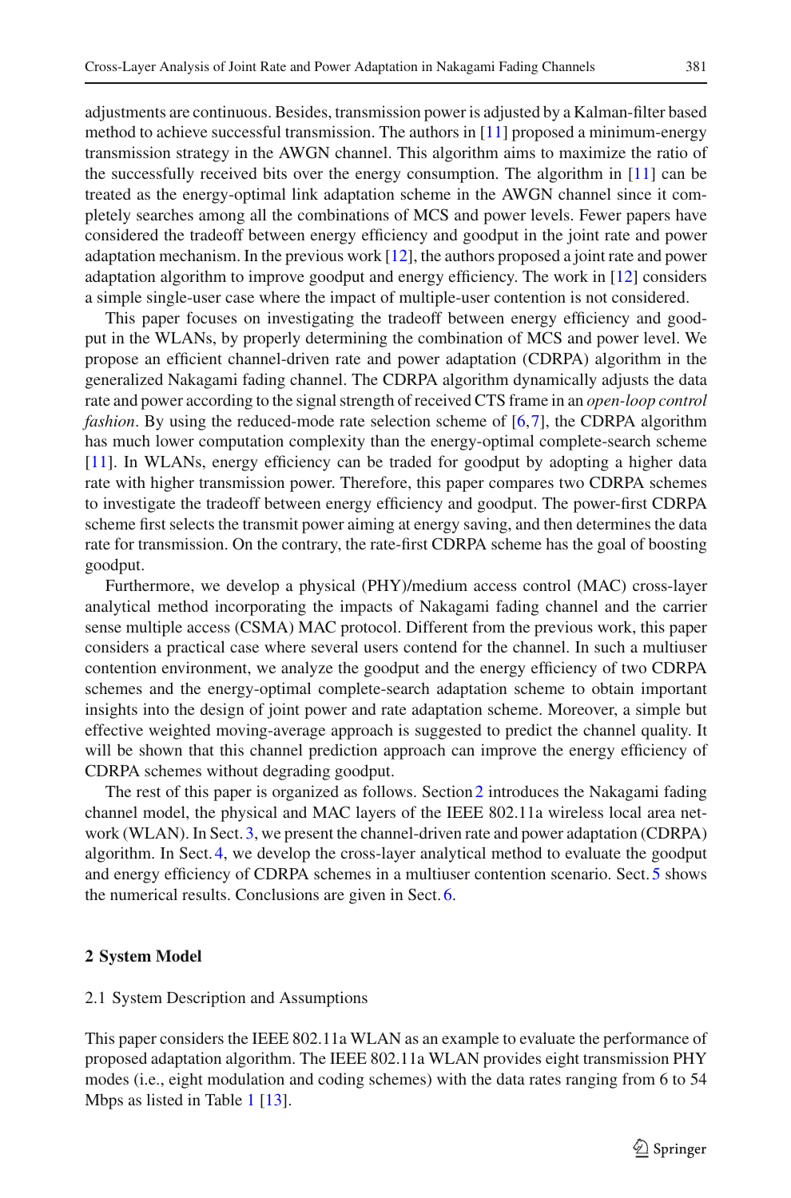adjustments are continuous. Besides, transmission power is adjusted by a Kalman-filter based method to achieve successful transmission. The authors in [11] proposed a minimum-energy transmission strategy in the AWGN channel. This algorithm aims to maximize the ratio of the successfully received bits over the energy consumption. The algorithm in [11] can be treated as the energy-optimal link adaptation scheme in the AWGN channel since it completely searches among all the combinations of MCS and power levels. Fewer papers have considered the tradeoff between energy efficiency and goodput in the joint rate and power adaptation mechanism. In the previous work [12], the authors proposed a joint rate and power adaptation algorithm to improve goodput and energy efficiency. The work in [12] considers a simple single-user case where the impact of multiple-user contention is not considered.

This paper focuses on investigating the tradeoff between energy efficiency and goodput in the WLANs, by properly determining the combination of MCS and power level. We propose an efficient channel-driven rate and power adaptation (CDRPA) algorithm in the generalized Nakagami fading channel. The CDRPA algorithm dynamically adjusts the data rate and power according to the signal strength of received CTS frame in an *open-loop control fashion*. By using the reduced-mode rate selection scheme of [6,7], the CDRPA algorithm has much lower computation complexity than the energy-optimal complete-search scheme [11]. In WLANs, energy efficiency can be traded for goodput by adopting a higher data rate with higher transmission power. Therefore, this paper compares two CDRPA schemes to investigate the tradeoff between energy efficiency and goodput. The power-first CDRPA scheme first selects the transmit power aiming at energy saving, and then determines the data rate for transmission. On the contrary, the rate-first CDRPA scheme has the goal of boosting goodput.

Furthermore, we develop a physical (PHY)/medium access control (MAC) cross-layer analytical method incorporating the impacts of Nakagami fading channel and the carrier sense multiple access (CSMA) MAC protocol. Different from the previous work, this paper considers a practical case where several users contend for the channel. In such a multiuser contention environment, we analyze the goodput and the energy efficiency of two CDRPA schemes and the energy-optimal complete-search adaptation scheme to obtain important insights into the design of joint power and rate adaptation scheme. Moreover, a simple but effective weighted moving-average approach is suggested to predict the channel quality. It will be shown that this channel prediction approach can improve the energy efficiency of CDRPA schemes without degrading goodput.

The rest of this paper is organized as follows. Section 2 introduces the Nakagami fading channel model, the physical and MAC layers of the IEEE 802.11a wireless local area network (WLAN). In Sect. 3, we present the channel-driven rate and power adaptation (CDRPA) algorithm. In Sect. 4, we develop the cross-layer analytical method to evaluate the goodput and energy efficiency of CDRPA schemes in a multiuser contention scenario. Sect. 5 shows the numerical results. Conclusions are given in Sect. 6.

## 2 System Model

### 2.1 System Description and Assumptions

This paper considers the IEEE 802.11a WLAN as an example to evaluate the performance of proposed adaptation algorithm. The IEEE 802.11a WLAN provides eight transmission PHY modes (i.e., eight modulation and coding schemes) with the data rates ranging from 6 to 54 Mbps as listed in Table 1 [13].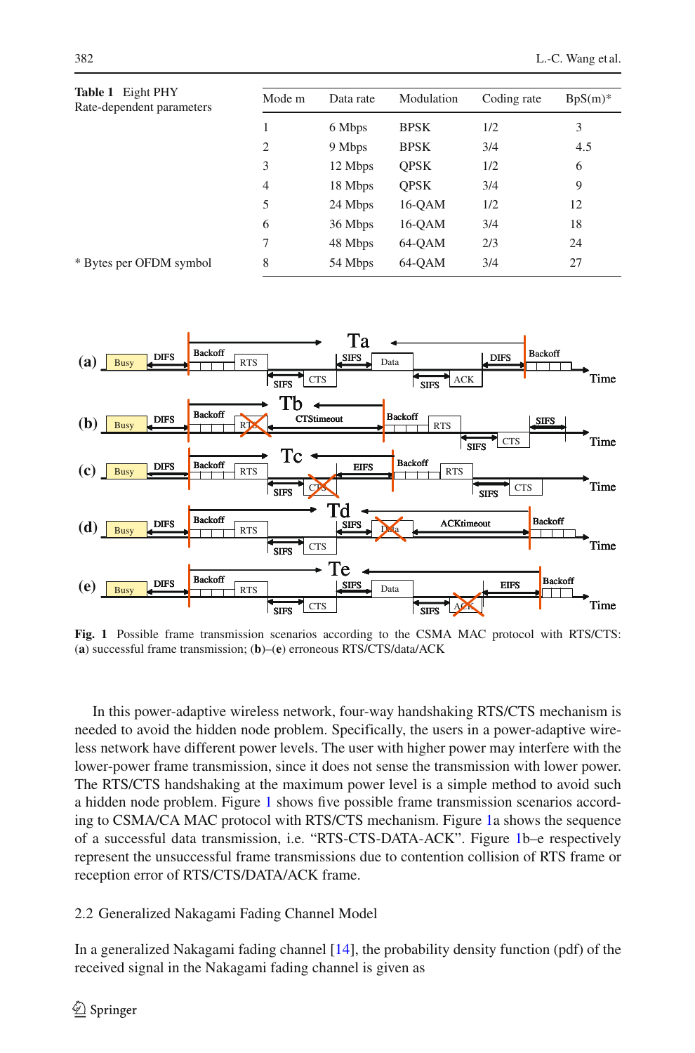**Table 1** Eight PHY Rate-dependent parameters

| Mode m | Data rate | Modulation | Coding rate | BpS(m)* |
|---|---|---|---|---|
| 1 | 6 Mbps | BPSK | 1/2 | 3 |
| 2 | 9 Mbps | BPSK | 3/4 | 4.5 |
| 3 | 12 Mbps | QPSK | 1/2 | 6 |
| 4 | 18 Mbps | QPSK | 3/4 | 9 |
| 5 | 24 Mbps | 16-QAM | 1/2 | 12 |
| 6 | 36 Mbps | 16-QAM | 3/4 | 18 |
| 7 | 48 Mbps | 64-QAM | 2/3 | 24 |
| 8 | 54 Mbps | 64-QAM | 3/4 | 27 |

* Bytes per OFDM symbol

**Fig. 1** Possible frame transmission scenarios according to the CSMA MAC protocol with RTS/CTS: (**a**) successful frame transmission; (**b**)–(**e**) erroneous RTS/CTS/data/ACK

In this power-adaptive wireless network, four-way handshaking RTS/CTS mechanism is needed to avoid the hidden node problem. Specifically, the users in a power-adaptive wireless network have different power levels. The user with higher power may interfere with the lower-power frame transmission, since it does not sense the transmission with lower power. The RTS/CTS handshaking at the maximum power level is a simple method to avoid such a hidden node problem. Figure 1 shows five possible frame transmission scenarios according to CSMA/CA MAC protocol with RTS/CTS mechanism. Figure 1a shows the sequence of a successful data transmission, i.e. "RTS-CTS-DATA-ACK". Figure 1b–e respectively represent the unsuccessful frame transmissions due to contention collision of RTS frame or reception error of RTS/CTS/DATA/ACK frame.

### 2.2 Generalized Nakagami Fading Channel Model

In a generalized Nakagami fading channel [14], the probability density function (pdf) of the received signal in the Nakagami fading channel is given as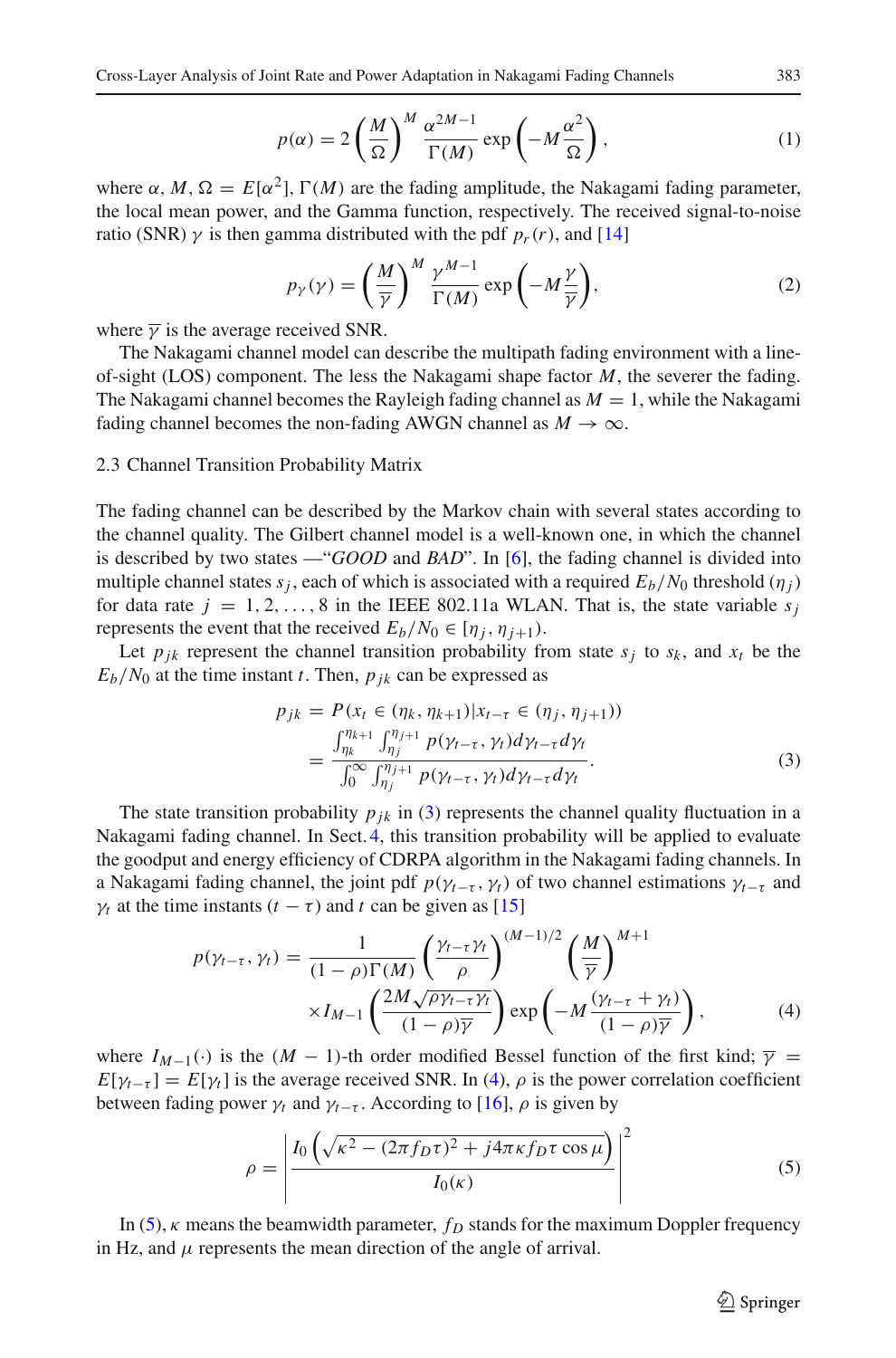$$p(\alpha) = 2\left(\frac{M}{\Omega}\right)^M \frac{\alpha^{2M-1}}{\Gamma(M)} \exp\left(-M\frac{\alpha^2}{\Omega}\right), \tag{1}$$

where $\alpha$, $M$, $\Omega = E[\alpha^2]$, $\Gamma(M)$ are the fading amplitude, the Nakagami fading parameter, the local mean power, and the Gamma function, respectively. The received signal-to-noise ratio (SNR) $\gamma$ is then gamma distributed with the pdf $p_r(r)$, and [14]

$$p_\gamma(\gamma) = \left(\frac{M}{\overline{\gamma}}\right)^M \frac{\gamma^{M-1}}{\Gamma(M)} \exp\left(-M\frac{\gamma}{\overline{\gamma}}\right), \tag{2}$$

where $\overline{\gamma}$ is the average received SNR.

The Nakagami channel model can describe the multipath fading environment with a line-of-sight (LOS) component. The less the Nakagami shape factor $M$, the severer the fading. The Nakagami channel becomes the Rayleigh fading channel as $M = 1$, while the Nakagami fading channel becomes the non-fading AWGN channel as $M \to \infty$.

### 2.3 Channel Transition Probability Matrix

The fading channel can be described by the Markov chain with several states according to the channel quality. The Gilbert channel model is a well-known one, in which the channel is described by two states —"*GOOD* and *BAD*". In [6], the fading channel is divided into multiple channel states $s_j$, each of which is associated with a required $E_b/N_0$ threshold ($\eta_j$) for data rate $j = 1, 2, \ldots, 8$ in the IEEE 802.11a WLAN. That is, the state variable $s_j$ represents the event that the received $E_b/N_0 \in [\eta_j, \eta_{j+1})$.

Let $p_{jk}$ represent the channel transition probability from state $s_j$ to $s_k$, and $x_t$ be the $E_b/N_0$ at the time instant $t$. Then, $p_{jk}$ can be expressed as

$$\begin{aligned} p_{jk} &= P(x_t \in (\eta_k, \eta_{k+1}) | x_{t-\tau} \in (\eta_j, \eta_{j+1})) \\ &= \frac{\int_{\eta_k}^{\eta_{k+1}} \int_{\eta_j}^{\eta_{j+1}} p(\gamma_{t-\tau}, \gamma_t) d\gamma_{t-\tau} d\gamma_t}{\int_0^{\infty} \int_{\eta_j}^{\eta_{j+1}} p(\gamma_{t-\tau}, \gamma_t) d\gamma_{t-\tau} d\gamma_t}. \end{aligned} \tag{3}$$

The state transition probability $p_{jk}$ in (3) represents the channel quality fluctuation in a Nakagami fading channel. In Sect. 4, this transition probability will be applied to evaluate the goodput and energy efficiency of CDRPA algorithm in the Nakagami fading channels. In a Nakagami fading channel, the joint pdf $p(\gamma_{t-\tau}, \gamma_t)$ of two channel estimations $\gamma_{t-\tau}$ and $\gamma_t$ at the time instants $(t - \tau)$ and $t$ can be given as [15]

$$\begin{aligned} p(\gamma_{t-\tau}, \gamma_t) = &\frac{1}{(1-\rho)\Gamma(M)} \left(\frac{\gamma_{t-\tau}\gamma_t}{\rho}\right)^{(M-1)/2} \left(\frac{M}{\overline{\gamma}}\right)^{M+1} \\ &\times I_{M-1}\left(\frac{2M\sqrt{\rho\gamma_{t-\tau}\gamma_t}}{(1-\rho)\overline{\gamma}}\right) \exp\left(-M\frac{(\gamma_{t-\tau}+\gamma_t)}{(1-\rho)\overline{\gamma}}\right), \end{aligned} \tag{4}$$

where $I_{M-1}(\cdot)$ is the $(M-1)$-th order modified Bessel function of the first kind; $\overline{\gamma} = E[\gamma_{t-\tau}] = E[\gamma_t]$ is the average received SNR. In (4), $\rho$ is the power correlation coefficient between fading power $\gamma_t$ and $\gamma_{t-\tau}$. According to [16], $\rho$ is given by

$$\rho = \left| \frac{I_0\left(\sqrt{\kappa^2 - (2\pi f_D \tau)^2 + j4\pi\kappa f_D \tau \cos\mu}\right)}{I_0(\kappa)} \right|^2 \tag{5}$$

In (5), $\kappa$ means the beamwidth parameter, $f_D$ stands for the maximum Doppler frequency in Hz, and $\mu$ represents the mean direction of the angle of arrival.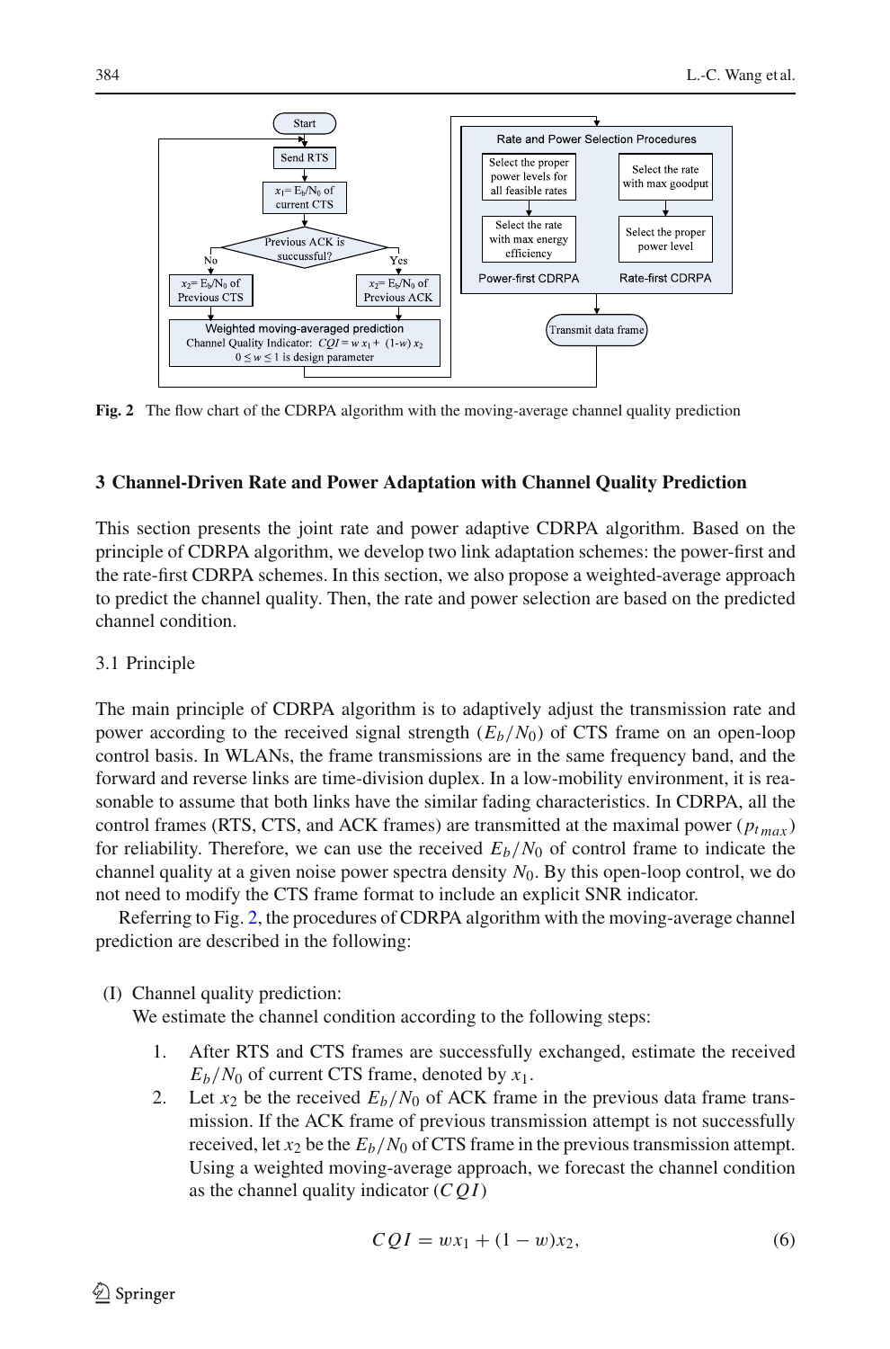Fig. 2 The flow chart of the CDRPA algorithm with the moving-average channel quality prediction

## 3 Channel-Driven Rate and Power Adaptation with Channel Quality Prediction

This section presents the joint rate and power adaptive CDRPA algorithm. Based on the principle of CDRPA algorithm, we develop two link adaptation schemes: the power-first and the rate-first CDRPA schemes. In this section, we also propose a weighted-average approach to predict the channel quality. Then, the rate and power selection are based on the predicted channel condition.

### 3.1 Principle

The main principle of CDRPA algorithm is to adaptively adjust the transmission rate and power according to the received signal strength ($E_b/N_0$) of CTS frame on an open-loop control basis. In WLANs, the frame transmissions are in the same frequency band, and the forward and reverse links are time-division duplex. In a low-mobility environment, it is reasonable to assume that both links have the similar fading characteristics. In CDRPA, all the control frames (RTS, CTS, and ACK frames) are transmitted at the maximal power ($p_{t\,max}$) for reliability. Therefore, we can use the received $E_b/N_0$ of control frame to indicate the channel quality at a given noise power spectra density $N_0$. By this open-loop control, we do not need to modify the CTS frame format to include an explicit SNR indicator.

Referring to Fig. 2, the procedures of CDRPA algorithm with the moving-average channel prediction are described in the following:

(I) Channel quality prediction:
We estimate the channel condition according to the following steps:

1. After RTS and CTS frames are successfully exchanged, estimate the received $E_b/N_0$ of current CTS frame, denoted by $x_1$.
2. Let $x_2$ be the received $E_b/N_0$ of ACK frame in the previous data frame transmission. If the ACK frame of previous transmission attempt is not successfully received, let $x_2$ be the $E_b/N_0$ of CTS frame in the previous transmission attempt. Using a weighted moving-average approach, we forecast the channel condition as the channel quality indicator ($CQI$)

$$CQI = wx_1 + (1 - w)x_2, \tag{6}$$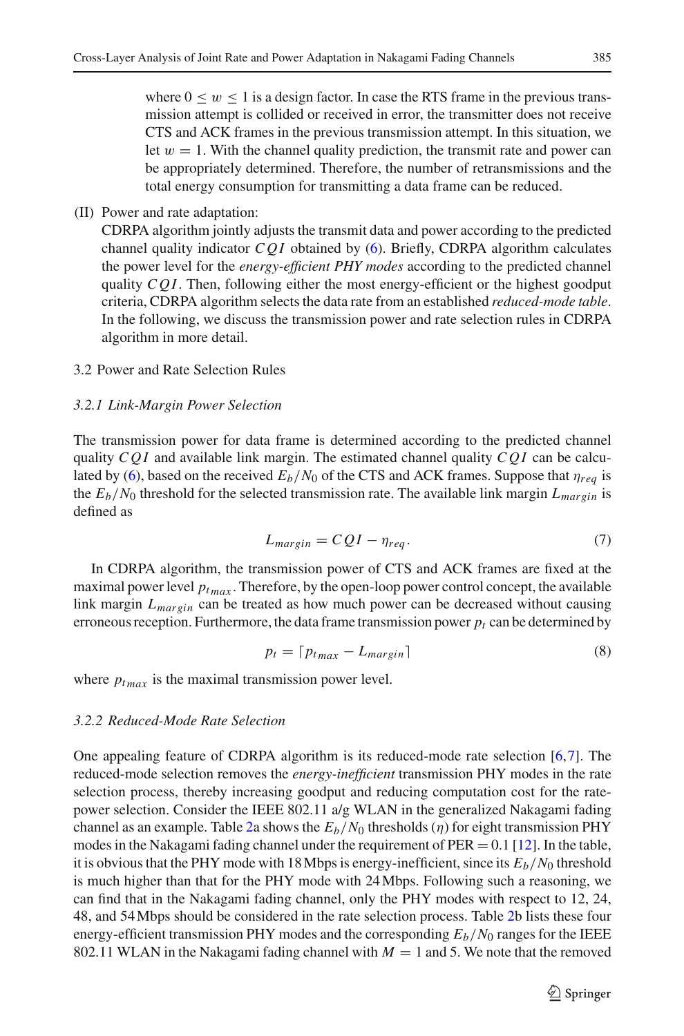where $0 \leq w \leq 1$ is a design factor. In case the RTS frame in the previous transmission attempt is collided or received in error, the transmitter does not receive CTS and ACK frames in the previous transmission attempt. In this situation, we let $w = 1$. With the channel quality prediction, the transmit rate and power can be appropriately determined. Therefore, the number of retransmissions and the total energy consumption for transmitting a data frame can be reduced.

(II) Power and rate adaptation:
CDRPA algorithm jointly adjusts the transmit data and power according to the predicted channel quality indicator $CQI$ obtained by (6). Briefly, CDRPA algorithm calculates the power level for the *energy-efficient PHY modes* according to the predicted channel quality $CQI$. Then, following either the most energy-efficient or the highest goodput criteria, CDRPA algorithm selects the data rate from an established *reduced-mode table*. In the following, we discuss the transmission power and rate selection rules in CDRPA algorithm in more detail.

## 3.2 Power and Rate Selection Rules

### *3.2.1 Link-Margin Power Selection*

The transmission power for data frame is determined according to the predicted channel quality $CQI$ and available link margin. The estimated channel quality $CQI$ can be calculated by (6), based on the received $E_b/N_0$ of the CTS and ACK frames. Suppose that $\eta_{req}$ is the $E_b/N_0$ threshold for the selected transmission rate. The available link margin $L_{margin}$ is defined as

$$L_{margin} = CQI - \eta_{req}. \tag{7}$$

In CDRPA algorithm, the transmission power of CTS and ACK frames are fixed at the maximal power level $p_{t_{max}}$. Therefore, by the open-loop power control concept, the available link margin $L_{margin}$ can be treated as how much power can be decreased without causing erroneous reception. Furthermore, the data frame transmission power $p_t$ can be determined by

$$p_t = \lceil p_{t_{max}} - L_{margin} \rceil \tag{8}$$

where $p_{t_{max}}$ is the maximal transmission power level.

### *3.2.2 Reduced-Mode Rate Selection*

One appealing feature of CDRPA algorithm is its reduced-mode rate selection [6,7]. The reduced-mode selection removes the *energy-inefficient* transmission PHY modes in the rate selection process, thereby increasing goodput and reducing computation cost for the rate-power selection. Consider the IEEE 802.11 a/g WLAN in the generalized Nakagami fading channel as an example. Table 2a shows the $E_b/N_0$ thresholds ($\eta$) for eight transmission PHY modes in the Nakagami fading channel under the requirement of PER = 0.1 [12]. In the table, it is obvious that the PHY mode with 18 Mbps is energy-inefficient, since its $E_b/N_0$ threshold is much higher than that for the PHY mode with 24 Mbps. Following such a reasoning, we can find that in the Nakagami fading channel, only the PHY modes with respect to 12, 24, 48, and 54 Mbps should be considered in the rate selection process. Table 2b lists these four energy-efficient transmission PHY modes and the corresponding $E_b/N_0$ ranges for the IEEE 802.11 WLAN in the Nakagami fading channel with $M = 1$ and 5. We note that the removed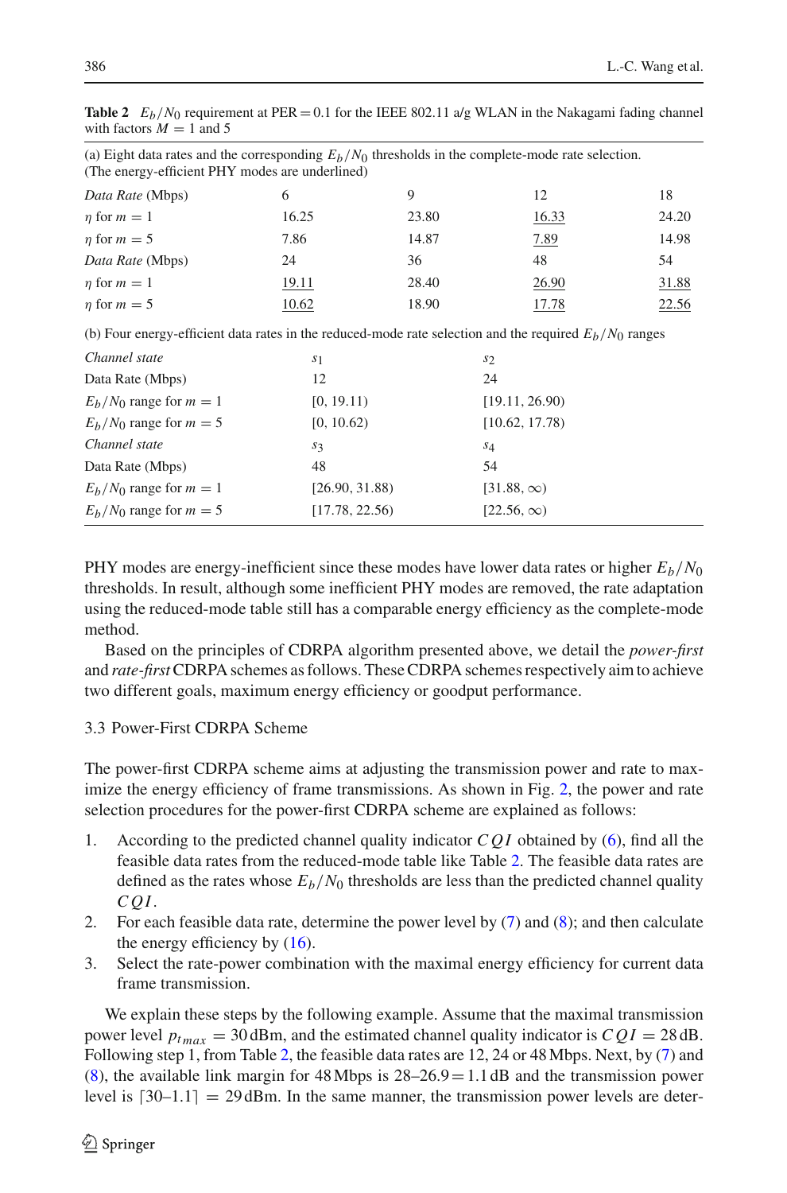**Table 2** $E_b/N_0$ requirement at PER = 0.1 for the IEEE 802.11 a/g WLAN in the Nakagami fading channel with factors $M = 1$ and 5

(a) Eight data rates and the corresponding $E_b/N_0$ thresholds in the complete-mode rate selection. (The energy-efficient PHY modes are underlined)

| *Data Rate* (Mbps) | 6 | 9 | 12 | 18 |
|---|---|---|---|---|
| $\eta$ for $m = 1$ | 16.25 | 23.80 | <u>16.33</u> | 24.20 |
| $\eta$ for $m = 5$ | 7.86 | 14.87 | <u>7.89</u> | 14.98 |
| *Data Rate* (Mbps) | 24 | 36 | 48 | 54 |
| $\eta$ for $m = 1$ | <u>19.11</u> | 28.40 | <u>26.90</u> | <u>31.88</u> |
| $\eta$ for $m = 5$ | <u>10.62</u> | 18.90 | <u>17.78</u> | <u>22.56</u> |

(b) Four energy-efficient data rates in the reduced-mode rate selection and the required $E_b/N_0$ ranges

| *Channel state* | $s_1$ | $s_2$ |
|---|---|---|
| Data Rate (Mbps) | 12 | 24 |
| $E_b/N_0$ range for $m = 1$ | [0, 19.11) | [19.11, 26.90) |
| $E_b/N_0$ range for $m = 5$ | [0, 10.62) | [10.62, 17.78) |
| *Channel state* | $s_3$ | $s_4$ |
| Data Rate (Mbps) | 48 | 54 |
| $E_b/N_0$ range for $m = 1$ | [26.90, 31.88) | [31.88, $\infty$) |
| $E_b/N_0$ range for $m = 5$ | [17.78, 22.56) | [22.56, $\infty$) |

PHY modes are energy-inefficient since these modes have lower data rates or higher $E_b/N_0$ thresholds. In result, although some inefficient PHY modes are removed, the rate adaptation using the reduced-mode table still has a comparable energy efficiency as the complete-mode method.

Based on the principles of CDRPA algorithm presented above, we detail the *power-first* and *rate-first* CDRPA schemes as follows. These CDRPA schemes respectively aim to achieve two different goals, maximum energy efficiency or goodput performance.

### 3.3 Power-First CDRPA Scheme

The power-first CDRPA scheme aims at adjusting the transmission power and rate to maximize the energy efficiency of frame transmissions. As shown in Fig. 2, the power and rate selection procedures for the power-first CDRPA scheme are explained as follows:

1. According to the predicted channel quality indicator $CQI$ obtained by (6), find all the feasible data rates from the reduced-mode table like Table 2. The feasible data rates are defined as the rates whose $E_b/N_0$ thresholds are less than the predicted channel quality $CQI$.
2. For each feasible data rate, determine the power level by (7) and (8); and then calculate the energy efficiency by (16).
3. Select the rate-power combination with the maximal energy efficiency for current data frame transmission.

We explain these steps by the following example. Assume that the maximal transmission power level $p_{t_{max}} = 30$ dBm, and the estimated channel quality indicator is $CQI = 28$ dB. Following step 1, from Table 2, the feasible data rates are 12, 24 or 48 Mbps. Next, by (7) and (8), the available link margin for 48 Mbps is 28–26.9 = 1.1 dB and the transmission power level is $\lceil 30{-}1.1 \rceil = 29$ dBm. In the same manner, the transmission power levels are deter-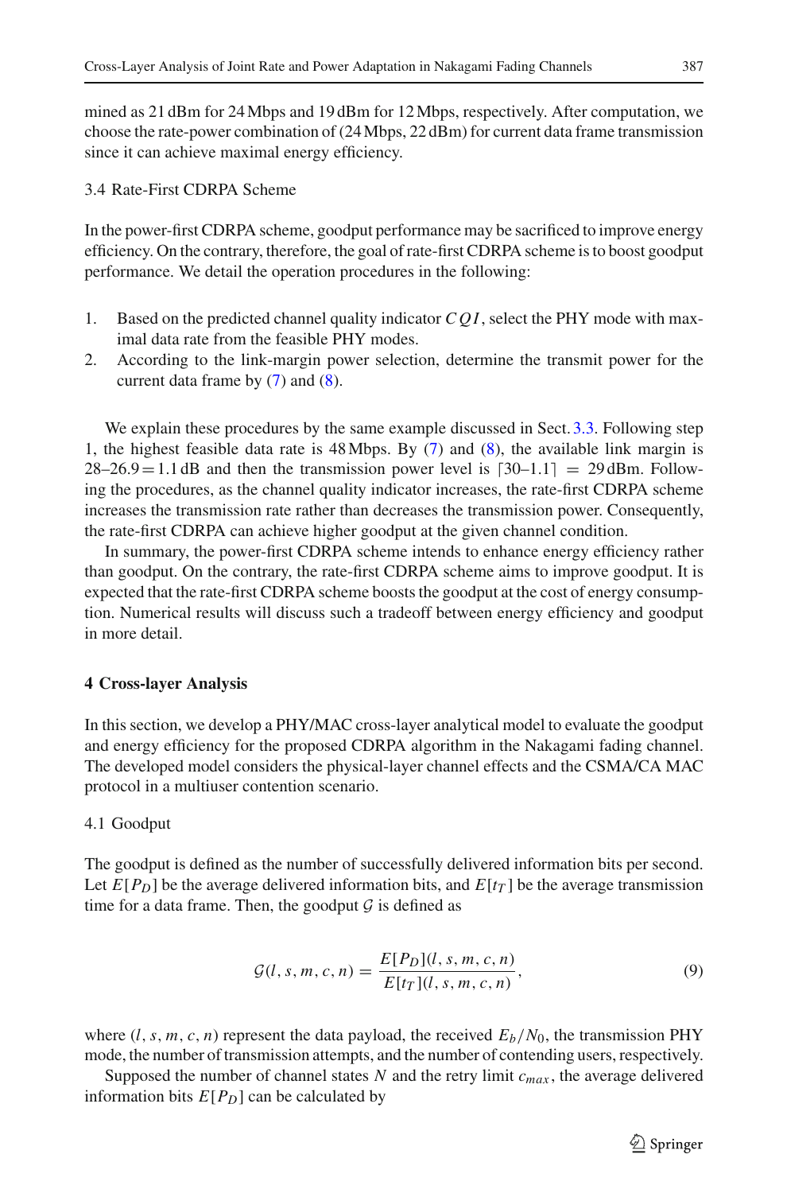mined as 21 dBm for 24 Mbps and 19 dBm for 12 Mbps, respectively. After computation, we choose the rate-power combination of (24 Mbps, 22 dBm) for current data frame transmission since it can achieve maximal energy efficiency.

### 3.4 Rate-First CDRPA Scheme

In the power-first CDRPA scheme, goodput performance may be sacrificed to improve energy efficiency. On the contrary, therefore, the goal of rate-first CDRPA scheme is to boost goodput performance. We detail the operation procedures in the following:

1. Based on the predicted channel quality indicator $CQI$, select the PHY mode with maximal data rate from the feasible PHY modes.
2. According to the link-margin power selection, determine the transmit power for the current data frame by (7) and (8).

We explain these procedures by the same example discussed in Sect. 3.3. Following step 1, the highest feasible data rate is 48 Mbps. By (7) and (8), the available link margin is 28–26.9 = 1.1 dB and then the transmission power level is $\lceil 30–1.1 \rceil = 29$ dBm. Following the procedures, as the channel quality indicator increases, the rate-first CDRPA scheme increases the transmission rate rather than decreases the transmission power. Consequently, the rate-first CDRPA can achieve higher goodput at the given channel condition.

In summary, the power-first CDRPA scheme intends to enhance energy efficiency rather than goodput. On the contrary, the rate-first CDRPA scheme aims to improve goodput. It is expected that the rate-first CDRPA scheme boosts the goodput at the cost of energy consumption. Numerical results will discuss such a tradeoff between energy efficiency and goodput in more detail.

## 4 Cross-layer Analysis

In this section, we develop a PHY/MAC cross-layer analytical model to evaluate the goodput and energy efficiency for the proposed CDRPA algorithm in the Nakagami fading channel. The developed model considers the physical-layer channel effects and the CSMA/CA MAC protocol in a multiuser contention scenario.

### 4.1 Goodput

The goodput is defined as the number of successfully delivered information bits per second. Let $E[P_D]$ be the average delivered information bits, and $E[t_T]$ be the average transmission time for a data frame. Then, the goodput $\mathcal{G}$ is defined as

$$\mathcal{G}(l, s, m, c, n) = \frac{E[P_D](l, s, m, c, n)}{E[t_T](l, s, m, c, n)}, \tag{9}$$

where $(l, s, m, c, n)$ represent the data payload, the received $E_b/N_0$, the transmission PHY mode, the number of transmission attempts, and the number of contending users, respectively.

Supposed the number of channel states $N$ and the retry limit $c_{max}$, the average delivered information bits $E[P_D]$ can be calculated by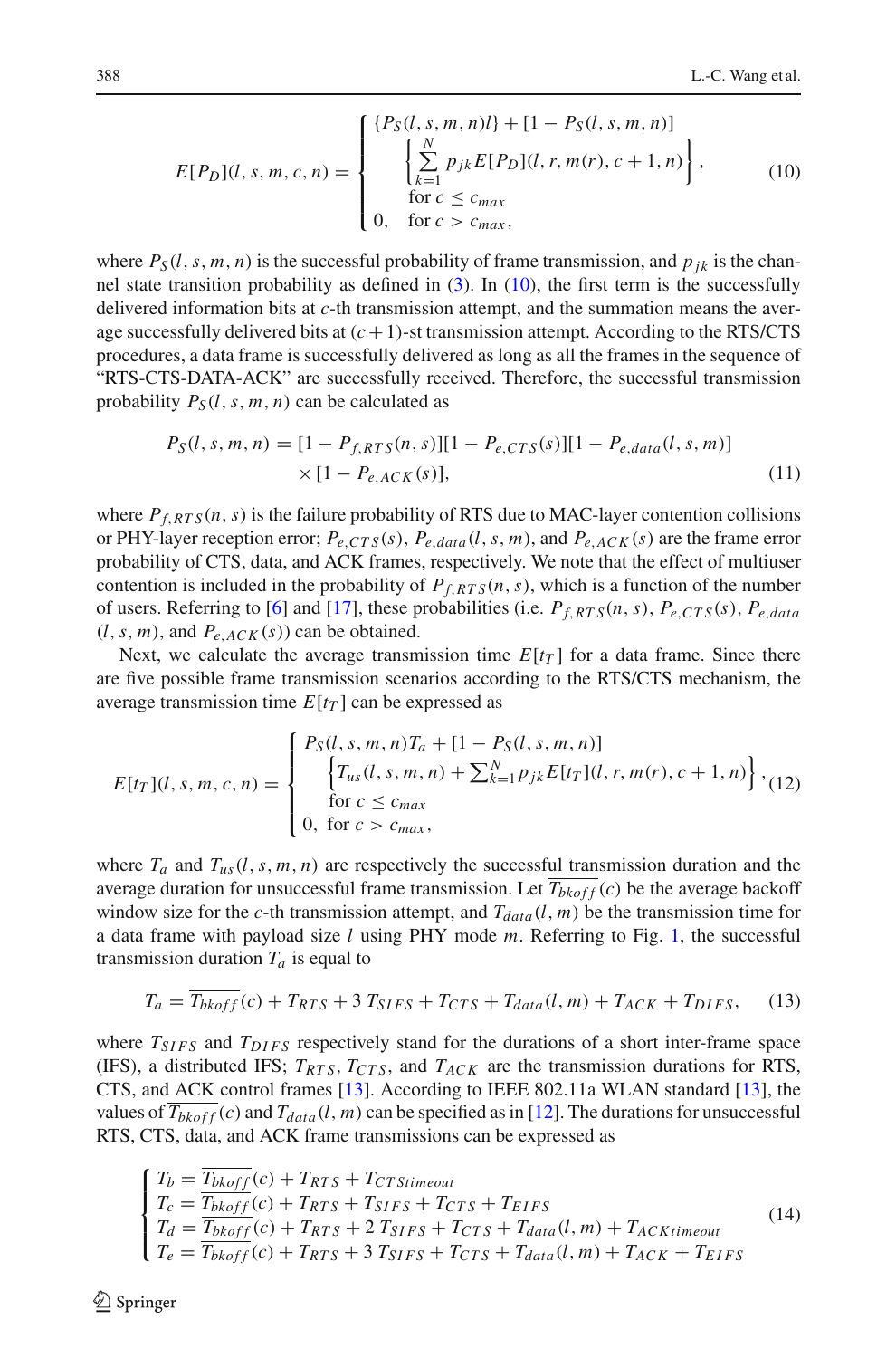$$E[P_D](l,s,m,c,n) = \begin{cases} \{P_S(l,s,m,n)l\} + [1 - P_S(l,s,m,n)] \\ \quad \left\{\sum_{k=1}^{N} p_{jk} E[P_D](l,r,m(r),c+1,n)\right\}, \\ \quad \text{for } c \le c_{max} \\ 0, \quad \text{for } c > c_{max}, \end{cases} \tag{10}$$

where $P_S(l,s,m,n)$ is the successful probability of frame transmission, and $p_{jk}$ is the channel state transition probability as defined in (3). In (10), the first term is the successfully delivered information bits at $c$-th transmission attempt, and the summation means the average successfully delivered bits at $(c+1)$-st transmission attempt. According to the RTS/CTS procedures, a data frame is successfully delivered as long as all the frames in the sequence of "RTS-CTS-DATA-ACK" are successfully received. Therefore, the successful transmission probability $P_S(l,s,m,n)$ can be calculated as

$$P_S(l,s,m,n) = [1 - P_{f,RTS}(n,s)][1 - P_{e,CTS}(s)][1 - P_{e,data}(l,s,m)] \times [1 - P_{e,ACK}(s)], \tag{11}$$

where $P_{f,RTS}(n,s)$ is the failure probability of RTS due to MAC-layer contention collisions or PHY-layer reception error; $P_{e,CTS}(s)$, $P_{e,data}(l,s,m)$, and $P_{e,ACK}(s)$ are the frame error probability of CTS, data, and ACK frames, respectively. We note that the effect of multiuser contention is included in the probability of $P_{f,RTS}(n,s)$, which is a function of the number of users. Referring to [6] and [17], these probabilities (i.e. $P_{f,RTS}(n,s)$, $P_{e,CTS}(s)$, $P_{e,data}(l,s,m)$, and $P_{e,ACK}(s)$) can be obtained.

Next, we calculate the average transmission time $E[t_T]$ for a data frame. Since there are five possible frame transmission scenarios according to the RTS/CTS mechanism, the average transmission time $E[t_T]$ can be expressed as

$$E[t_T](l,s,m,c,n) = \begin{cases} P_S(l,s,m,n)T_a + [1 - P_S(l,s,m,n)] \\ \quad \left\{T_{us}(l,s,m,n) + \sum_{k=1}^{N} p_{jk} E[t_T](l,r,m(r),c+1,n)\right\}, \\ \quad \text{for } c \le c_{max} \\ 0, \quad \text{for } c > c_{max}, \end{cases} \tag{12}$$

where $T_a$ and $T_{us}(l,s,m,n)$ are respectively the successful transmission duration and the average duration for unsuccessful frame transmission. Let $\overline{T_{bkoff}}(c)$ be the average backoff window size for the $c$-th transmission attempt, and $T_{data}(l,m)$ be the transmission time for a data frame with payload size $l$ using PHY mode $m$. Referring to Fig. 1, the successful transmission duration $T_a$ is equal to

$$T_a = \overline{T_{bkoff}}(c) + T_{RTS} + 3\,T_{SIFS} + T_{CTS} + T_{data}(l,m) + T_{ACK} + T_{DIFS}, \tag{13}$$

where $T_{SIFS}$ and $T_{DIFS}$ respectively stand for the durations of a short inter-frame space (IFS), a distributed IFS; $T_{RTS}$, $T_{CTS}$, and $T_{ACK}$ are the transmission durations for RTS, CTS, and ACK control frames [13]. According to IEEE 802.11a WLAN standard [13], the values of $\overline{T_{bkoff}}(c)$ and $T_{data}(l,m)$ can be specified as in [12]. The durations for unsuccessful RTS, CTS, data, and ACK frame transmissions can be expressed as

$$\begin{cases} T_b = \overline{T_{bkoff}}(c) + T_{RTS} + T_{CTStimeout} \\ T_c = \overline{T_{bkoff}}(c) + T_{RTS} + T_{SIFS} + T_{CTS} + T_{EIFS} \\ T_d = \overline{T_{bkoff}}(c) + T_{RTS} + 2\,T_{SIFS} + T_{CTS} + T_{data}(l,m) + T_{ACKtimeout} \\ T_e = \overline{T_{bkoff}}(c) + T_{RTS} + 3\,T_{SIFS} + T_{CTS} + T_{data}(l,m) + T_{ACK} + T_{EIFS} \end{cases} \tag{14}$$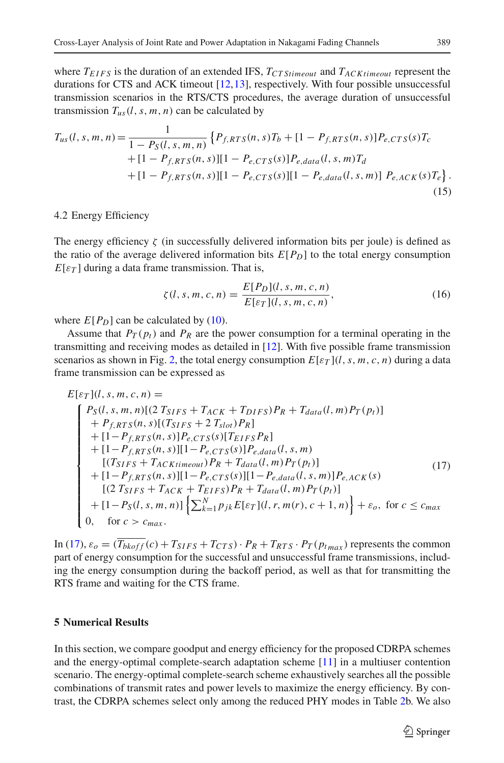where $T_{EIFS}$ is the duration of an extended IFS, $T_{CTStimeout}$ and $T_{ACKtimeout}$ represent the durations for CTS and ACK timeout [12,13], respectively. With four possible unsuccessful transmission scenarios in the RTS/CTS procedures, the average duration of unsuccessful transmission $T_{us}(l, s, m, n)$ can be calculated by

$$
\begin{aligned}
T_{us}(l, s, m, n) = \frac{1}{1 - P_S(l, s, m, n)} \big\{ & P_{f,RTS}(n, s) T_b + [1 - P_{f,RTS}(n, s)] P_{e,CTS}(s) T_c \\
& + [1 - P_{f,RTS}(n, s)][1 - P_{e,CTS}(s)] P_{e,data}(l, s, m) T_d \\
& + [1 - P_{f,RTS}(n, s)][1 - P_{e,CTS}(s)][1 - P_{e,data}(l, s, m)] \; P_{e,ACK}(s) T_e \big\}. 
\end{aligned} \tag{15}
$$

### 4.2 Energy Efficiency

The energy efficiency $\zeta$ (in successfully delivered information bits per joule) is defined as the ratio of the average delivered information bits $E[P_D]$ to the total energy consumption $E[\varepsilon_T]$ during a data frame transmission. That is,

$$
\zeta(l, s, m, c, n) = \frac{E[P_D](l, s, m, c, n)}{E[\varepsilon_T](l, s, m, c, n)}, \tag{16}
$$

where $E[P_D]$ can be calculated by (10).

Assume that $P_T(p_t)$ and $P_R$ are the power consumption for a terminal operating in the transmitting and receiving modes as detailed in [12]. With five possible frame transmission scenarios as shown in Fig. 2, the total energy consumption $E[\varepsilon_T](l, s, m, c, n)$ during a data frame transmission can be expressed as

$$
E[\varepsilon_T](l, s, m, c, n) = 
\begin{cases}
P_S(l, s, m, n)[(2\,T_{SIFS} + T_{ACK} + T_{DIFS}) P_R + T_{data}(l, m) P_T(p_t)] \\
\quad + P_{f,RTS}(n, s)[(T_{SIFS} + 2\,T_{slot}) P_R] \\
\quad + [1 - P_{f,RTS}(n, s)] P_{e,CTS}(s)[T_{EIFS} P_R] \\
\quad + [1 - P_{f,RTS}(n, s)][1 - P_{e,CTS}(s)] P_{e,data}(l, s, m) \\
\qquad [(T_{SIFS} + T_{ACKtimeout}) P_R + T_{data}(l, m) P_T(p_t)] \\
\quad + [1 - P_{f,RTS}(n, s)][1 - P_{e,CTS}(s)][1 - P_{e,data}(l, s, m)] P_{e,ACK}(s) \\
\qquad [(2\,T_{SIFS} + T_{ACK} + T_{EIFS}) P_R + T_{data}(l, m) P_T(p_t)] \\
\quad + [1 - P_S(l, s, m, n)] \left\{ \sum_{k=1}^{N} p_{jk} E[\varepsilon_T](l, r, m(r), c + 1, n) \right\} + \varepsilon_o, \text{ for } c \le c_{max} \\
0, \quad \text{for } c > c_{max}.
\end{cases} \tag{17}
$$

In (17), $\varepsilon_o = (\overline{T_{bkoff}}(c) + T_{SIFS} + T_{CTS}) \cdot P_R + T_{RTS} \cdot P_T(p_{t_{max}})$ represents the common part of energy consumption for the successful and unsuccessful frame transmissions, including the energy consumption during the backoff period, as well as that for transmitting the RTS frame and waiting for the CTS frame.

## 5 Numerical Results

In this section, we compare goodput and energy efficiency for the proposed CDRPA schemes and the energy-optimal complete-search adaptation scheme [11] in a multiuser contention scenario. The energy-optimal complete-search scheme exhaustively searches all the possible combinations of transmit rates and power levels to maximize the energy efficiency. By contrast, the CDRPA schemes select only among the reduced PHY modes in Table 2b. We also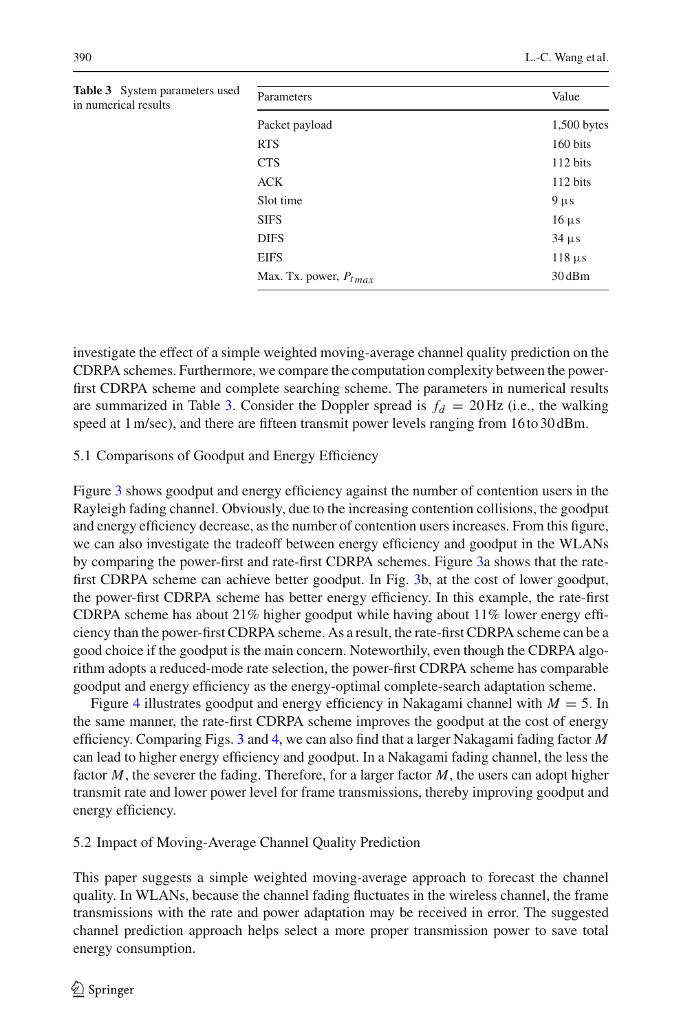**Table 3** System parameters used in numerical results

| Parameters | Value |
|---|---|
| Packet payload | 1,500 bytes |
| RTS | 160 bits |
| CTS | 112 bits |
| ACK | 112 bits |
| Slot time | 9 μs |
| SIFS | 16 μs |
| DIFS | 34 μs |
| EIFS | 118 μs |
| Max. Tx. power, $P_{t\,max}$ | 30 dBm |

investigate the effect of a simple weighted moving-average channel quality prediction on the CDRPA schemes. Furthermore, we compare the computation complexity between the power-first CDRPA scheme and complete searching scheme. The parameters in numerical results are summarized in Table 3. Consider the Doppler spread is $f_d = 20\,\text{Hz}$ (i.e., the walking speed at 1 m/sec), and there are fifteen transmit power levels ranging from 16 to 30 dBm.

### 5.1 Comparisons of Goodput and Energy Efficiency

Figure 3 shows goodput and energy efficiency against the number of contention users in the Rayleigh fading channel. Obviously, due to the increasing contention collisions, the goodput and energy efficiency decrease, as the number of contention users increases. From this figure, we can also investigate the tradeoff between energy efficiency and goodput in the WLANs by comparing the power-first and rate-first CDRPA schemes. Figure 3a shows that the rate-first CDRPA scheme can achieve better goodput. In Fig. 3b, at the cost of lower goodput, the power-first CDRPA scheme has better energy efficiency. In this example, the rate-first CDRPA scheme has about 21% higher goodput while having about 11% lower energy efficiency than the power-first CDRPA scheme. As a result, the rate-first CDRPA scheme can be a good choice if the goodput is the main concern. Noteworthily, even though the CDRPA algorithm adopts a reduced-mode rate selection, the power-first CDRPA scheme has comparable goodput and energy efficiency as the energy-optimal complete-search adaptation scheme.

Figure 4 illustrates goodput and energy efficiency in Nakagami channel with $M = 5$. In the same manner, the rate-first CDRPA scheme improves the goodput at the cost of energy efficiency. Comparing Figs. 3 and 4, we can also find that a larger Nakagami fading factor $M$ can lead to higher energy efficiency and goodput. In a Nakagami fading channel, the less the factor $M$, the severer the fading. Therefore, for a larger factor $M$, the users can adopt higher transmit rate and lower power level for frame transmissions, thereby improving goodput and energy efficiency.

### 5.2 Impact of Moving-Average Channel Quality Prediction

This paper suggests a simple weighted moving-average approach to forecast the channel quality. In WLANs, because the channel fading fluctuates in the wireless channel, the frame transmissions with the rate and power adaptation may be received in error. The suggested channel prediction approach helps select a more proper transmission power to save total energy consumption.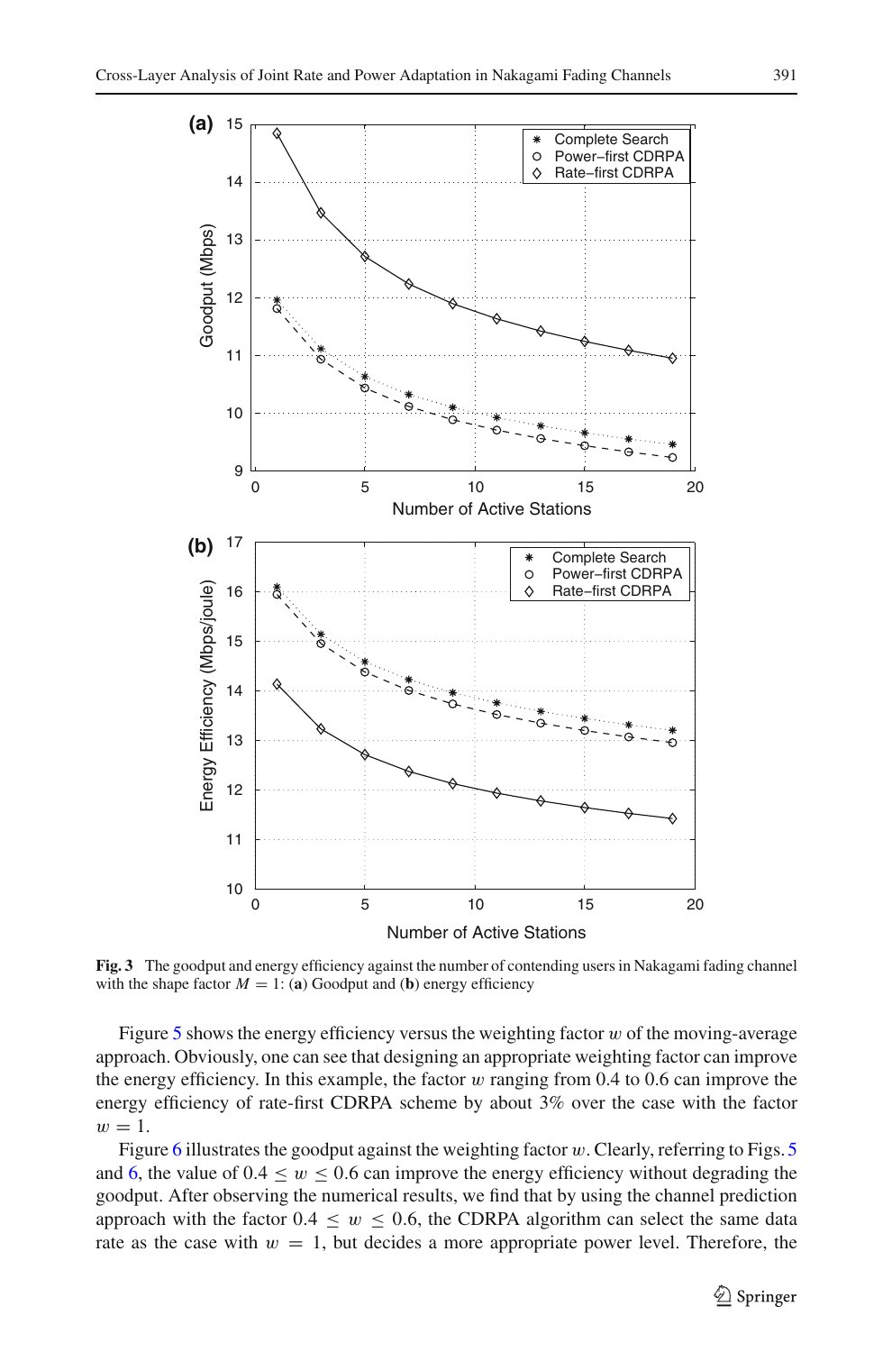**Fig. 3** The goodput and energy efficiency against the number of contending users in Nakagami fading channel with the shape factor $M = 1$: (**a**) Goodput and (**b**) energy efficiency

Figure 5 shows the energy efficiency versus the weighting factor $w$ of the moving-average approach. Obviously, one can see that designing an appropriate weighting factor can improve the energy efficiency. In this example, the factor $w$ ranging from 0.4 to 0.6 can improve the energy efficiency of rate-first CDRPA scheme by about 3% over the case with the factor $w = 1$.

Figure 6 illustrates the goodput against the weighting factor $w$. Clearly, referring to Figs. 5 and 6, the value of $0.4 \leq w \leq 0.6$ can improve the energy efficiency without degrading the goodput. After observing the numerical results, we find that by using the channel prediction approach with the factor $0.4 \leq w \leq 0.6$, the CDRPA algorithm can select the same data rate as the case with $w = 1$, but decides a more appropriate power level. Therefore, the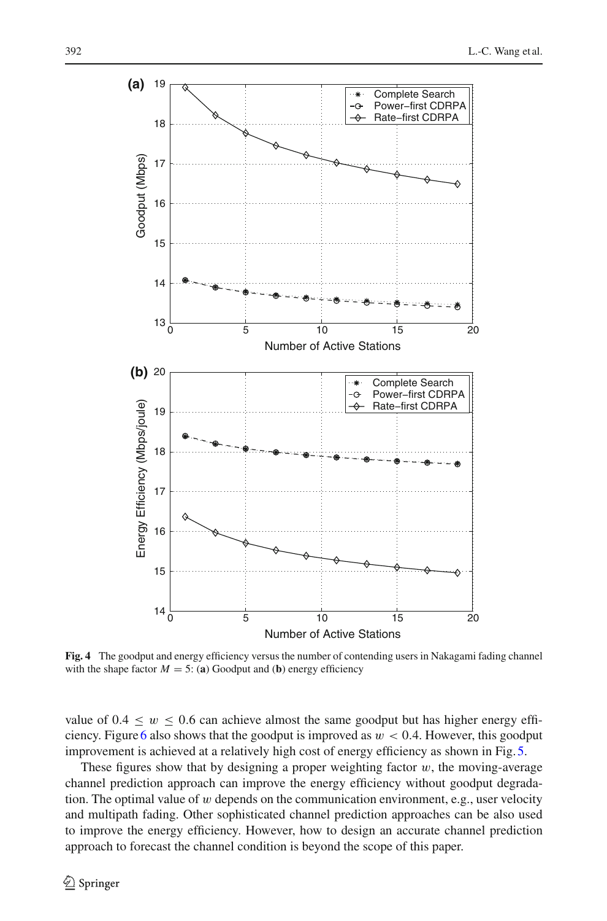**Fig. 4** The goodput and energy efficiency versus the number of contending users in Nakagami fading channel with the shape factor $M = 5$: (**a**) Goodput and (**b**) energy efficiency

value of $0.4 \leq w \leq 0.6$ can achieve almost the same goodput but has higher energy efficiency. Figure 6 also shows that the goodput is improved as $w < 0.4$. However, this goodput improvement is achieved at a relatively high cost of energy efficiency as shown in Fig. 5.

These figures show that by designing a proper weighting factor $w$, the moving-average channel prediction approach can improve the energy efficiency without goodput degradation. The optimal value of $w$ depends on the communication environment, e.g., user velocity and multipath fading. Other sophisticated channel prediction approaches can be also used to improve the energy efficiency. However, how to design an accurate channel prediction approach to forecast the channel condition is beyond the scope of this paper.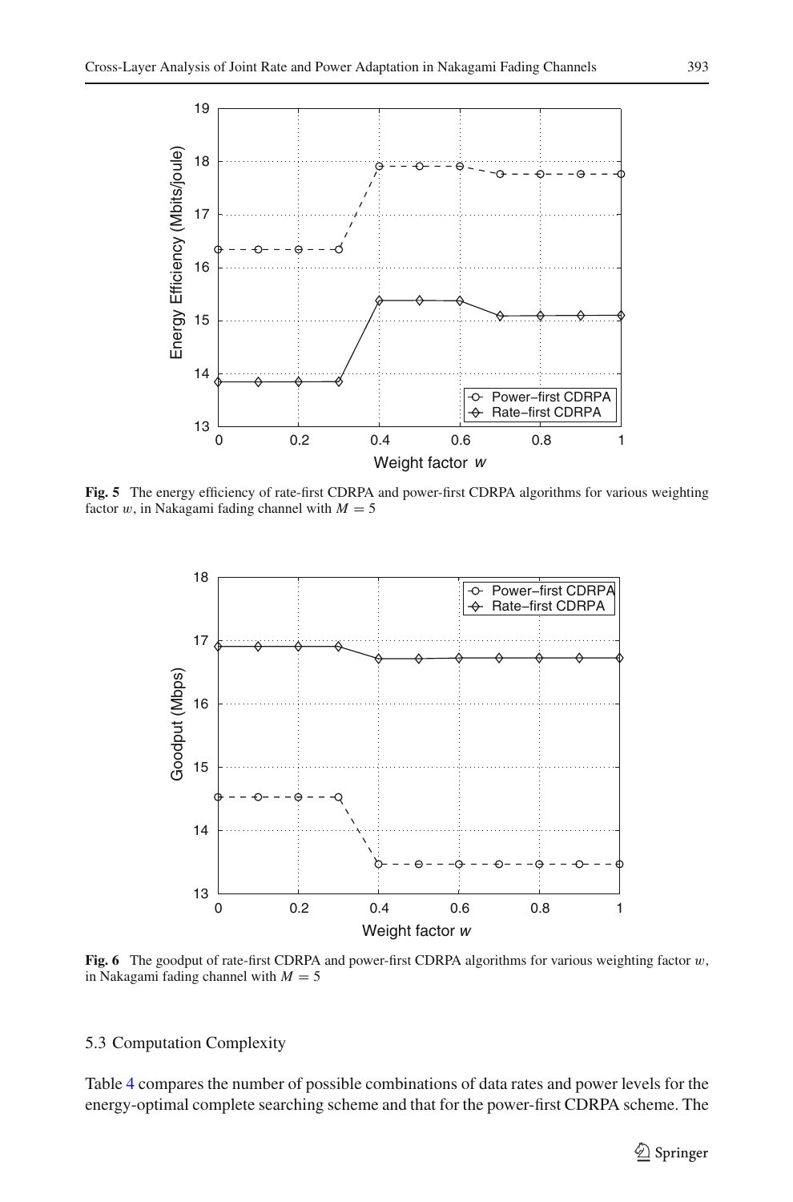**Fig. 5** The energy efficiency of rate-first CDRPA and power-first CDRPA algorithms for various weighting factor $w$, in Nakagami fading channel with $M = 5$

**Fig. 6** The goodput of rate-first CDRPA and power-first CDRPA algorithms for various weighting factor $w$, in Nakagami fading channel with $M = 5$

### 5.3 Computation Complexity

Table 4 compares the number of possible combinations of data rates and power levels for the energy-optimal complete searching scheme and that for the power-first CDRPA scheme. The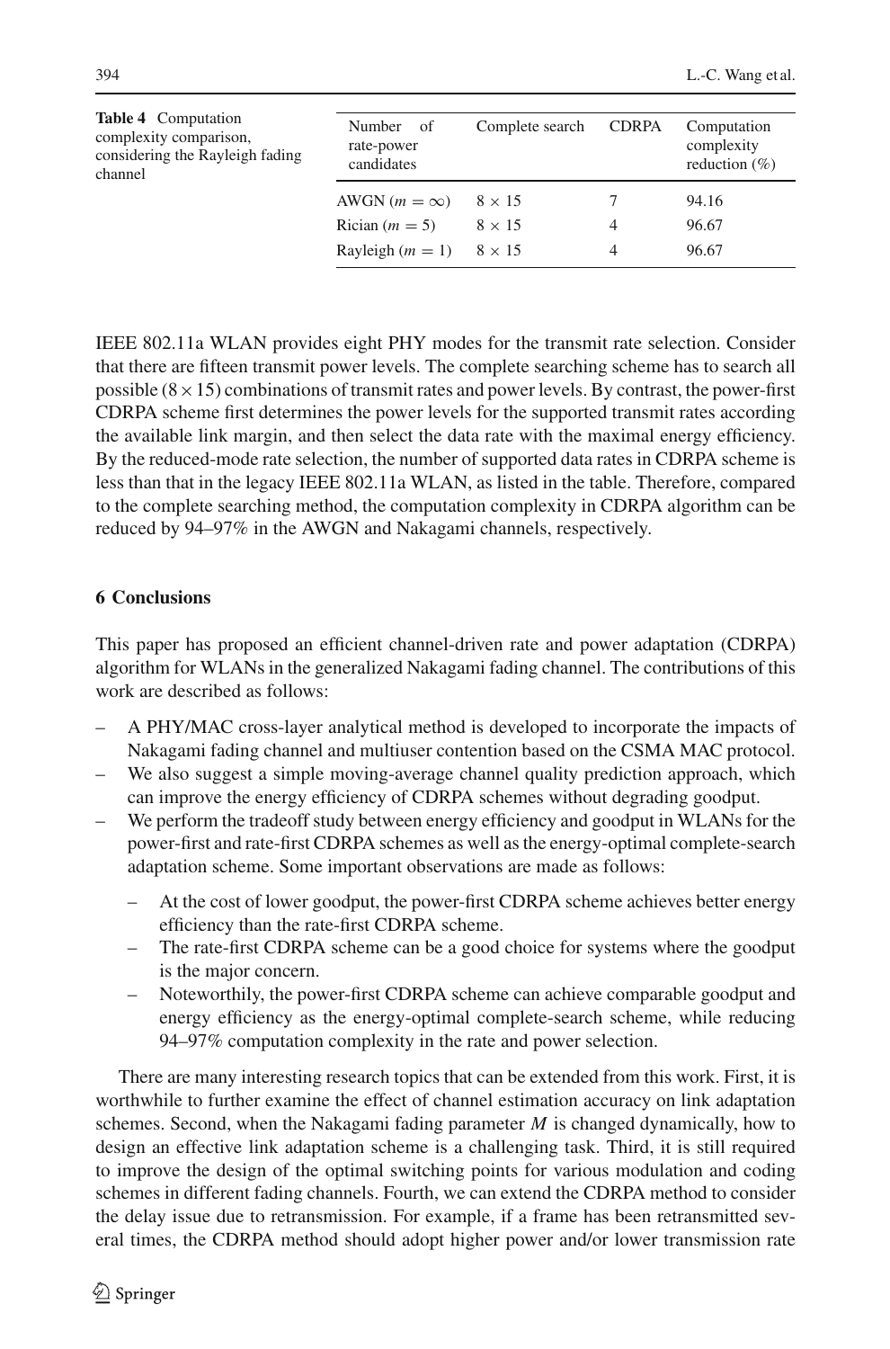**Table 4** Computation complexity comparison, considering the Rayleigh fading channel

| Number of rate-power candidates | Complete search | CDRPA | Computation complexity reduction (%) |
|---|---|---|---|
| AWGN ($m = \infty$) | $8 \times 15$ | 7 | 94.16 |
| Rician ($m = 5$) | $8 \times 15$ | 4 | 96.67 |
| Rayleigh ($m = 1$) | $8 \times 15$ | 4 | 96.67 |

IEEE 802.11a WLAN provides eight PHY modes for the transmit rate selection. Consider that there are fifteen transmit power levels. The complete searching scheme has to search all possible $(8 \times 15)$ combinations of transmit rates and power levels. By contrast, the power-first CDRPA scheme first determines the power levels for the supported transmit rates according the available link margin, and then select the data rate with the maximal energy efficiency. By the reduced-mode rate selection, the number of supported data rates in CDRPA scheme is less than that in the legacy IEEE 802.11a WLAN, as listed in the table. Therefore, compared to the complete searching method, the computation complexity in CDRPA algorithm can be reduced by 94–97% in the AWGN and Nakagami channels, respectively.

## 6 Conclusions

This paper has proposed an efficient channel-driven rate and power adaptation (CDRPA) algorithm for WLANs in the generalized Nakagami fading channel. The contributions of this work are described as follows:

- A PHY/MAC cross-layer analytical method is developed to incorporate the impacts of Nakagami fading channel and multiuser contention based on the CSMA MAC protocol.
- We also suggest a simple moving-average channel quality prediction approach, which can improve the energy efficiency of CDRPA schemes without degrading goodput.
- We perform the tradeoff study between energy efficiency and goodput in WLANs for the power-first and rate-first CDRPA schemes as well as the energy-optimal complete-search adaptation scheme. Some important observations are made as follows:
  - At the cost of lower goodput, the power-first CDRPA scheme achieves better energy efficiency than the rate-first CDRPA scheme.
  - The rate-first CDRPA scheme can be a good choice for systems where the goodput is the major concern.
  - Noteworthily, the power-first CDRPA scheme can achieve comparable goodput and energy efficiency as the energy-optimal complete-search scheme, while reducing 94–97% computation complexity in the rate and power selection.

There are many interesting research topics that can be extended from this work. First, it is worthwhile to further examine the effect of channel estimation accuracy on link adaptation schemes. Second, when the Nakagami fading parameter $M$ is changed dynamically, how to design an effective link adaptation scheme is a challenging task. Third, it is still required to improve the design of the optimal switching points for various modulation and coding schemes in different fading channels. Fourth, we can extend the CDRPA method to consider the delay issue due to retransmission. For example, if a frame has been retransmitted several times, the CDRPA method should adopt higher power and/or lower transmission rate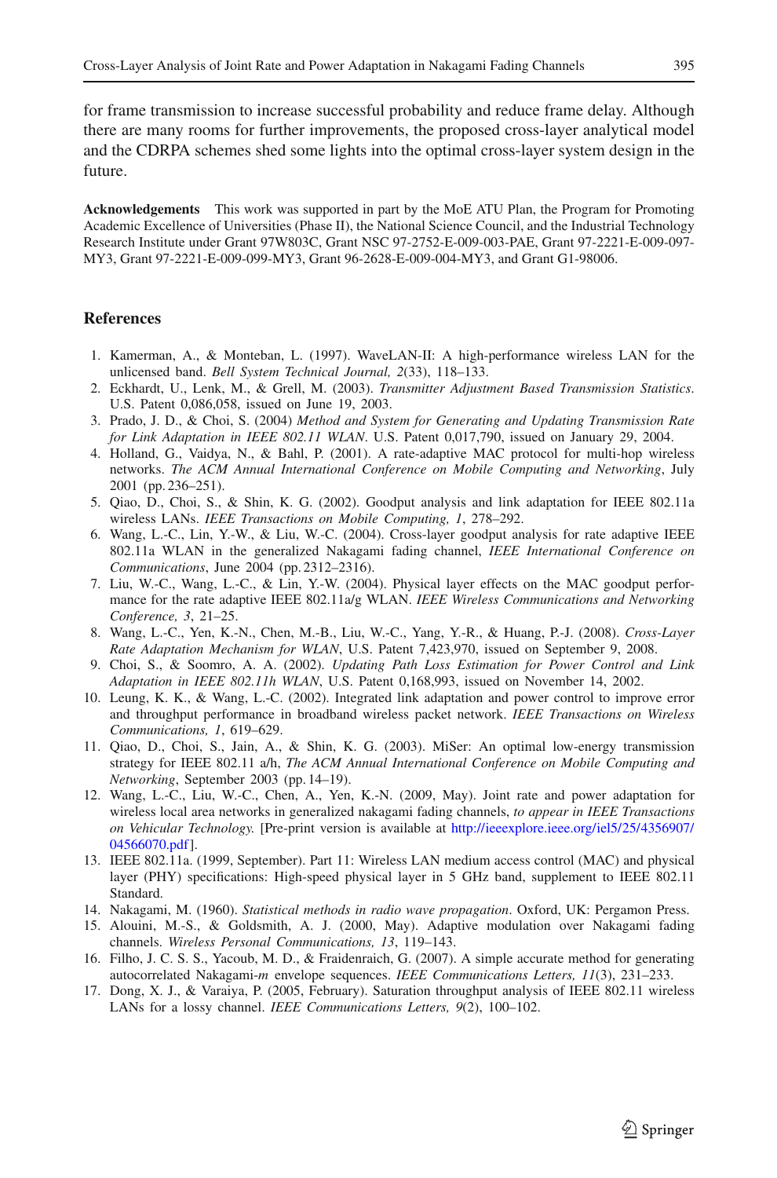for frame transmission to increase successful probability and reduce frame delay. Although there are many rooms for further improvements, the proposed cross-layer analytical model and the CDRPA schemes shed some lights into the optimal cross-layer system design in the future.

**Acknowledgements** This work was supported in part by the MoE ATU Plan, the Program for Promoting Academic Excellence of Universities (Phase II), the National Science Council, and the Industrial Technology Research Institute under Grant 97W803C, Grant NSC 97-2752-E-009-003-PAE, Grant 97-2221-E-009-097-MY3, Grant 97-2221-E-009-099-MY3, Grant 96-2628-E-009-004-MY3, and Grant G1-98006.

## References

1. Kamerman, A., & Monteban, L. (1997). WaveLAN-II: A high-performance wireless LAN for the unlicensed band. *Bell System Technical Journal, 2*(33), 118–133.
2. Eckhardt, U., Lenk, M., & Grell, M. (2003). *Transmitter Adjustment Based Transmission Statistics*. U.S. Patent 0,086,058, issued on June 19, 2003.
3. Prado, J. D., & Choi, S. (2004) *Method and System for Generating and Updating Transmission Rate for Link Adaptation in IEEE 802.11 WLAN*. U.S. Patent 0,017,790, issued on January 29, 2004.
4. Holland, G., Vaidya, N., & Bahl, P. (2001). A rate-adaptive MAC protocol for multi-hop wireless networks. *The ACM Annual International Conference on Mobile Computing and Networking*, July 2001 (pp. 236–251).
5. Qiao, D., Choi, S., & Shin, K. G. (2002). Goodput analysis and link adaptation for IEEE 802.11a wireless LANs. *IEEE Transactions on Mobile Computing, 1*, 278–292.
6. Wang, L.-C., Lin, Y.-W., & Liu, W.-C. (2004). Cross-layer goodput analysis for rate adaptive IEEE 802.11a WLAN in the generalized Nakagami fading channel, *IEEE International Conference on Communications*, June 2004 (pp. 2312–2316).
7. Liu, W.-C., Wang, L.-C., & Lin, Y.-W. (2004). Physical layer effects on the MAC goodput performance for the rate adaptive IEEE 802.11a/g WLAN. *IEEE Wireless Communications and Networking Conference, 3*, 21–25.
8. Wang, L.-C., Yen, K.-N., Chen, M.-B., Liu, W.-C., Yang, Y.-R., & Huang, P.-J. (2008). *Cross-Layer Rate Adaptation Mechanism for WLAN*, U.S. Patent 7,423,970, issued on September 9, 2008.
9. Choi, S., & Soomro, A. A. (2002). *Updating Path Loss Estimation for Power Control and Link Adaptation in IEEE 802.11h WLAN*, U.S. Patent 0,168,993, issued on November 14, 2002.
10. Leung, K. K., & Wang, L.-C. (2002). Integrated link adaptation and power control to improve error and throughput performance in broadband wireless packet network. *IEEE Transactions on Wireless Communications, 1*, 619–629.
11. Qiao, D., Choi, S., Jain, A., & Shin, K. G. (2003). MiSer: An optimal low-energy transmission strategy for IEEE 802.11 a/h, *The ACM Annual International Conference on Mobile Computing and Networking*, September 2003 (pp. 14–19).
12. Wang, L.-C., Liu, W.-C., Chen, A., Yen, K.-N. (2009, May). Joint rate and power adaptation for wireless local area networks in generalized nakagami fading channels, *to appear in IEEE Transactions on Vehicular Technology.* [Pre-print version is available at http://ieeexplore.ieee.org/iel5/25/4356907/04566070.pdf].
13. IEEE 802.11a. (1999, September). Part 11: Wireless LAN medium access control (MAC) and physical layer (PHY) specifications: High-speed physical layer in 5 GHz band, supplement to IEEE 802.11 Standard.
14. Nakagami, M. (1960). *Statistical methods in radio wave propagation*. Oxford, UK: Pergamon Press.
15. Alouini, M.-S., & Goldsmith, A. J. (2000, May). Adaptive modulation over Nakagami fading channels. *Wireless Personal Communications, 13*, 119–143.
16. Filho, J. C. S. S., Yacoub, M. D., & Fraidenraich, G. (2007). A simple accurate method for generating autocorrelated Nakagami-*m* envelope sequences. *IEEE Communications Letters, 11*(3), 231–233.
17. Dong, X. J., & Varaiya, P. (2005, February). Saturation throughput analysis of IEEE 802.11 wireless LANs for a lossy channel. *IEEE Communications Letters, 9*(2), 100–102.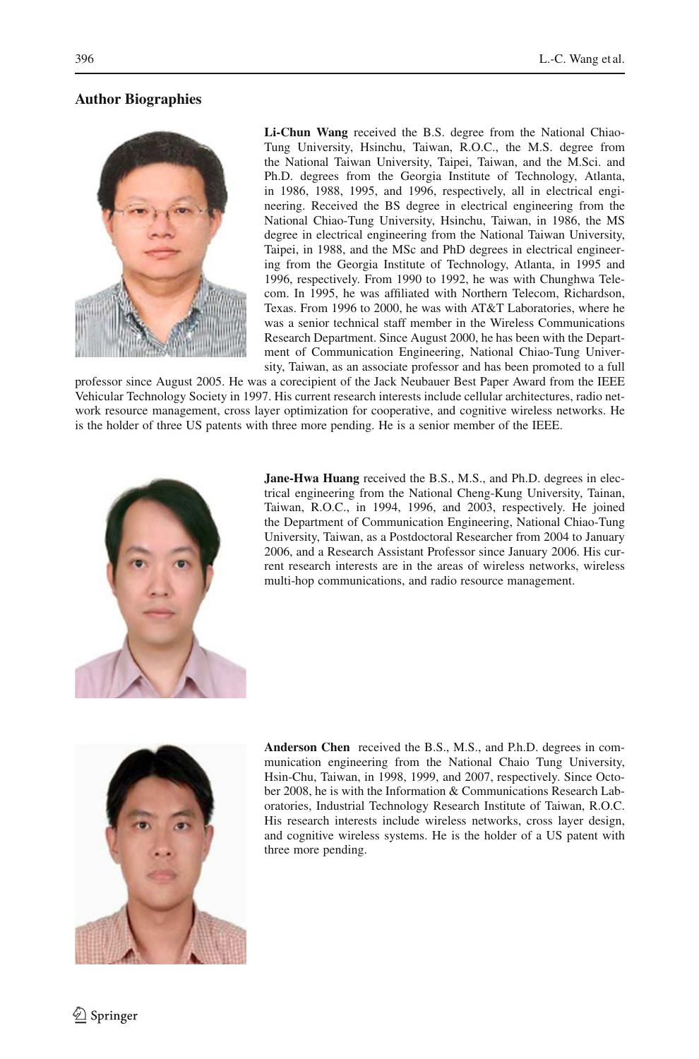## Author Biographies

**Li-Chun Wang** received the B.S. degree from the National Chiao-Tung University, Hsinchu, Taiwan, R.O.C., the M.S. degree from the National Taiwan University, Taipei, Taiwan, and the M.Sci. and Ph.D. degrees from the Georgia Institute of Technology, Atlanta, in 1986, 1988, 1995, and 1996, respectively, all in electrical engineering. Received the BS degree in electrical engineering from the National Chiao-Tung University, Hsinchu, Taiwan, in 1986, the MS degree in electrical engineering from the National Taiwan University, Taipei, in 1988, and the MSc and PhD degrees in electrical engineering from the Georgia Institute of Technology, Atlanta, in 1995 and 1996, respectively. From 1990 to 1992, he was with Chunghwa Telecom. In 1995, he was affiliated with Northern Telecom, Richardson, Texas. From 1996 to 2000, he was with AT&T Laboratories, where he was a senior technical staff member in the Wireless Communications Research Department. Since August 2000, he has been with the Department of Communication Engineering, National Chiao-Tung University, Taiwan, as an associate professor and has been promoted to a full professor since August 2005. He was a corecipient of the Jack Neubauer Best Paper Award from the IEEE Vehicular Technology Society in 1997. His current research interests include cellular architectures, radio network resource management, cross layer optimization for cooperative, and cognitive wireless networks. He is the holder of three US patents with three more pending. He is a senior member of the IEEE.

**Jane-Hwa Huang** received the B.S., M.S., and Ph.D. degrees in electrical engineering from the National Cheng-Kung University, Tainan, Taiwan, R.O.C., in 1994, 1996, and 2003, respectively. He joined the Department of Communication Engineering, National Chiao-Tung University, Taiwan, as a Postdoctoral Researcher from 2004 to January 2006, and a Research Assistant Professor since January 2006. His current research interests are in the areas of wireless networks, wireless multi-hop communications, and radio resource management.

**Anderson Chen** received the B.S., M.S., and P.h.D. degrees in communication engineering from the National Chaio Tung University, Hsin-Chu, Taiwan, in 1998, 1999, and 2007, respectively. Since October 2008, he is with the Information & Communications Research Laboratories, Industrial Technology Research Institute of Taiwan, R.O.C. His research interests include wireless networks, cross layer design, and cognitive wireless systems. He is the holder of a US patent with three more pending.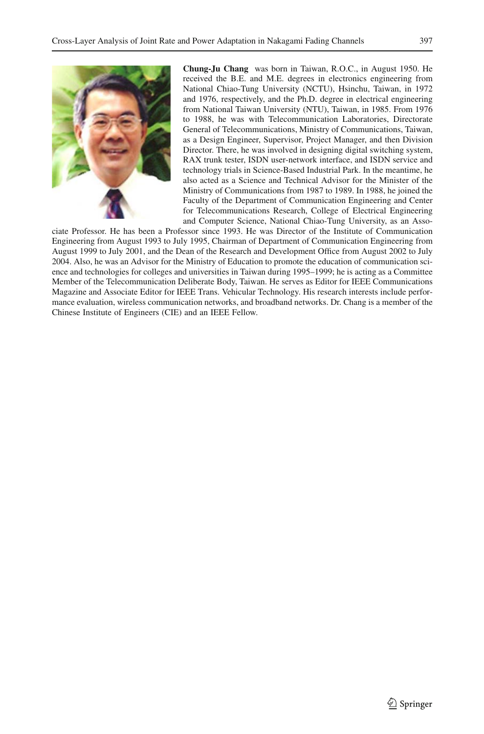**Chung-Ju Chang** was born in Taiwan, R.O.C., in August 1950. He received the B.E. and M.E. degrees in electronics engineering from National Chiao-Tung University (NCTU), Hsinchu, Taiwan, in 1972 and 1976, respectively, and the Ph.D. degree in electrical engineering from National Taiwan University (NTU), Taiwan, in 1985. From 1976 to 1988, he was with Telecommunication Laboratories, Directorate General of Telecommunications, Ministry of Communications, Taiwan, as a Design Engineer, Supervisor, Project Manager, and then Division Director. There, he was involved in designing digital switching system, RAX trunk tester, ISDN user-network interface, and ISDN service and technology trials in Science-Based Industrial Park. In the meantime, he also acted as a Science and Technical Advisor for the Minister of the Ministry of Communications from 1987 to 1989. In 1988, he joined the Faculty of the Department of Communication Engineering and Center for Telecommunications Research, College of Electrical Engineering and Computer Science, National Chiao-Tung University, as an Associate Professor. He has been a Professor since 1993. He was Director of the Institute of Communication Engineering from August 1993 to July 1995, Chairman of Department of Communication Engineering from August 1999 to July 2001, and the Dean of the Research and Development Office from August 2002 to July 2004. Also, he was an Advisor for the Ministry of Education to promote the education of communication science and technologies for colleges and universities in Taiwan during 1995–1999; he is acting as a Committee Member of the Telecommunication Deliberate Body, Taiwan. He serves as Editor for IEEE Communications Magazine and Associate Editor for IEEE Trans. Vehicular Technology. His research interests include performance evaluation, wireless communication networks, and broadband networks. Dr. Chang is a member of the Chinese Institute of Engineers (CIE) and an IEEE Fellow.